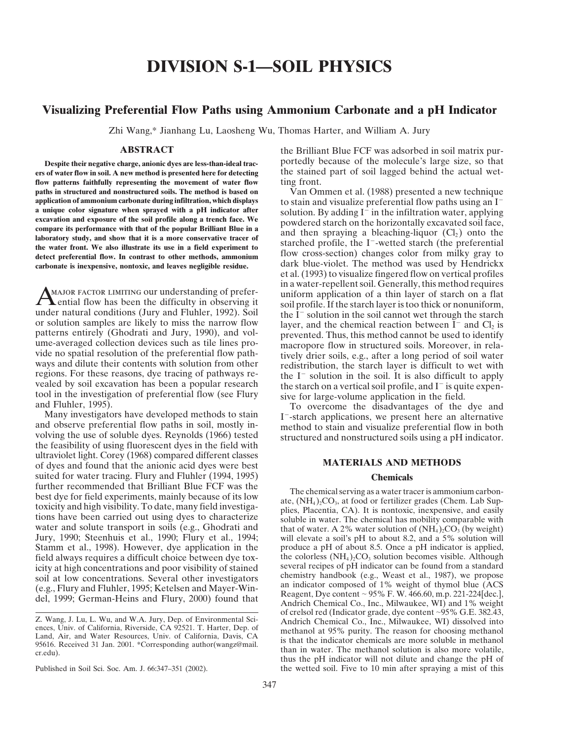# DIVISION S-1—SOIL PHYSICS

## Visualizing Preferential Flow Paths using Ammonium Carbonate and a pH Indicator

Zhi Wang,* Jianhang Lu, Laosheng Wu, Thomas Harter, and William A. Jury

### ABSTRACT

**Despite their negative charge, anionic dyes are less-than-ideal tracers of water flow in soil. A new method is presented here for detecting flow patterns faithfully representing the movement of water flow paths in structured and nonstructured soils. The method is based on application of ammonium carbonate during infiltration, which displays a unique color signature when sprayed with a pH indicator after excavation and exposure of the soil profile along a trench face. We compare its performance with that of the popular Brilliant Blue in a laboratory study, and show that it is a more conservative tracer of the water front. We also illustrate its use in a field experiment to detect preferential flow. In contrast to other methods, ammonium carbonate is inexpensive, nontoxic, and leaves negligible residue.**

A major factor limiting our understanding of preferential flow has been the difficulty in observing it under natural conditions (Jury and Fluhler, 1992). Soil or solution samples are likely to miss the narrow flow patterns entirely (Ghodrati and Jury, 1990), and volume-averaged collection devices such as tile lines provide no spatial resolution of the preferential flow pathways and dilute their contents with solution from other regions. For these reasons, dye tracing of pathways revealed by soil excavation has been a popular research tool in the investigation of preferential flow (see Flury and Fluhler, 1995).

Many investigators have developed methods to stain and observe preferential flow paths in soil, mostly involving the use of soluble dyes. Reynolds (1966) tested the feasibility of using fluorescent dyes in the field with ultraviolet light. Corey (1968) compared different classes of dyes and found that the anionic acid dyes were best suited for water tracing. Flury and Fluhler (1994, 1995) further recommended that Brilliant Blue FCF was the best dye for field experiments, mainly because of its low toxicity and high visibility. To date, many field investigations have been carried out using dyes to characterize water and solute transport in soils (e.g., Ghodrati and Jury, 1990; Steenhuis et al., 1990; Flury et al., 1994; Stamm et al., 1998). However, dye application in the field always requires a difficult choice between dye toxicity at high concentrations and poor visibility of stained soil at low concentrations. Several other investigators (e.g., Flury and Fluhler, 1995; Ketelsen and Mayer-Windel, 1999; German-Heins and Flury, 2000) found that the Brilliant Blue FCF was adsorbed in soil matrix purportedly because of the molecule's large size, so that the stained part of soil lagged behind the actual wetting front.

Van Ommen et al. (1988) presented a new technique to stain and visualize preferential flow paths using an $I^-$ solution. By adding $I^-$ in the infiltration water, applying powdered starch on the horizontally excavated soil face, and then spraying a bleaching-liquor ($Cl_2$) onto the starched profile, the $I^-$-wetted starch (the preferential flow cross-section) changes color from milky gray to dark blue-violet. The method was used by Hendrickx et al. (1993) to visualize fingered flow on vertical profiles in a water-repellent soil. Generally, this method requires uniform application of a thin layer of starch on a flat soil profile. If the starch layer is too thick or nonuniform, the $I^-$ solution in the soil cannot wet through the starch layer, and the chemical reaction between $I^-$ and $Cl_2$ is prevented. Thus, this method cannot be used to identify macropore flow in structured soils. Moreover, in relatively drier soils, e.g., after a long period of soil water redistribution, the starch layer is difficult to wet with the $I^-$ solution in the soil. It is also difficult to apply the starch on a vertical soil profile, and $I^-$ is quite expensive for large-volume application in the field.

To overcome the disadvantages of the dye and $I^-$-starch applications, we present here an alternative method to stain and visualize preferential flow in both structured and nonstructured soils using a pH indicator.

## MATERIALS AND METHODS

### Chemicals

The chemical serving as a water tracer is ammonium carbonate, $(NH_4)_2CO_3$, at food or fertilizer grades (Chem. Lab Supplies, Placentia, CA). It is nontoxic, inexpensive, and easily soluble in water. The chemical has mobility comparable with that of water. A 2% water solution of $(NH_4)_2CO_3$ (by weight) will elevate a soil's pH to about 8.2, and a 5% solution will produce a pH of about 8.5. Once a pH indicator is applied, the colorless $(NH_4)_2CO_3$ solution becomes visible. Although several recipes of pH indicator can be found from a standard chemistry handbook (e.g., Weast et al., 1987), we propose an indicator composed of 1% weight of thymol blue (ACS Reagent, Dye content ~ 95% F. W. 466.60, m.p. 221-224[dec.], Andrich Chemical Co., Inc., Milwaukee, WI) and 1% weight of crelsol red (Indicator grade, dye content ~95% G.E. 382.43, Andrich Chemical Co., Inc., Milwaukee, WI) dissolved into methanol at 95% purity. The reason for choosing methanol is that the indicator chemicals are more soluble in methanol than in water. The methanol solution is also more volatile, thus the pH indicator will not dilute and change the pH of the wetted soil. Five to 10 min after spraying a mist of this

Z. Wang, J. Lu, L. Wu, and W.A. Jury, Dep. of Environmental Sciences, Univ. of California, Riverside, CA 92521. T. Harter, Dep. of Land, Air, and Water Resources, Univ. of California, Davis, CA 95616. Received 31 Jan. 2001. *Corresponding author(wangz@mail.cr.edu).

Published in Soil Sci. Soc. Am. J. 66:347–351 (2002).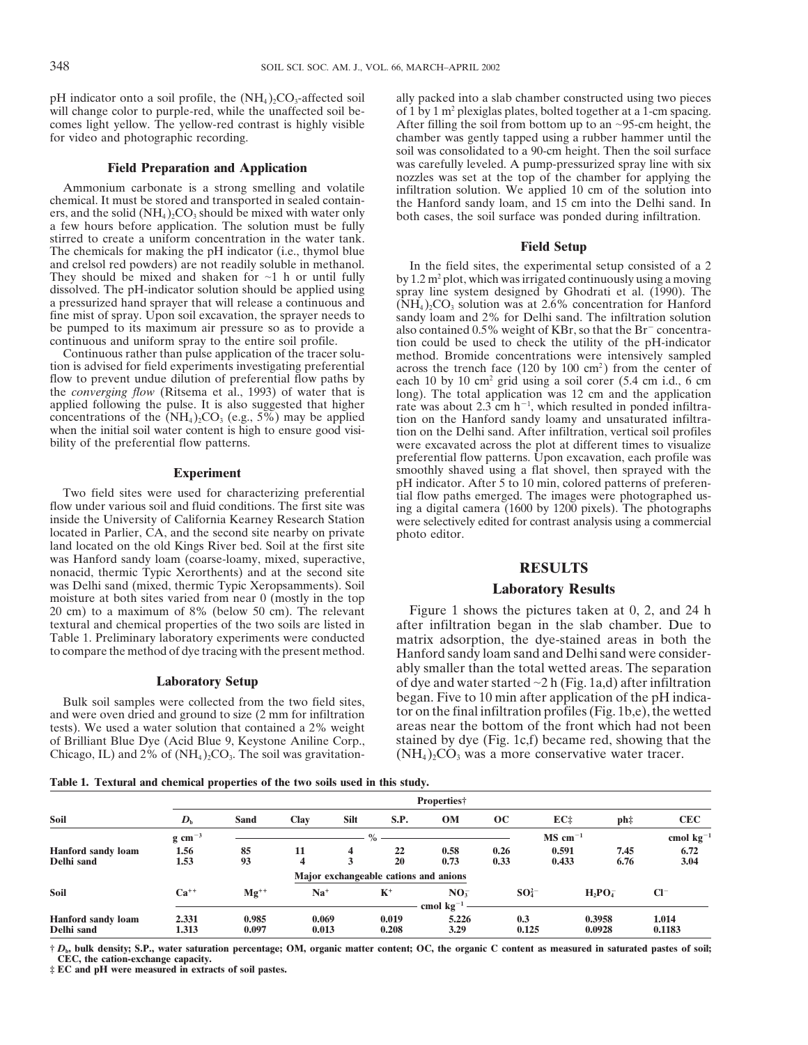pH indicator onto a soil profile, the $(NH_4)_2CO_3$-affected soil will change color to purple-red, while the unaffected soil becomes light yellow. The yellow-red contrast is highly visible for video and photographic recording.

### Field Preparation and Application

Ammonium carbonate is a strong smelling and volatile chemical. It must be stored and transported in sealed containers, and the solid $(NH_4)_2CO_3$ should be mixed with water only a few hours before application. The solution must be fully stirred to create a uniform concentration in the water tank. The chemicals for making the pH indicator (i.e., thymol blue and crelsol red powders) are not readily soluble in methanol. They should be mixed and shaken for ~1 h or until fully dissolved. The pH-indicator solution should be applied using a pressurized hand sprayer that will release a continuous and fine mist of spray. Upon soil excavation, the sprayer needs to be pumped to its maximum air pressure so as to provide a continuous and uniform spray to the entire soil profile.

Continuous rather than pulse application of the tracer solution is advised for field experiments investigating preferential flow to prevent undue dilution of preferential flow paths by the *converging flow* (Ritsema et al., 1993) of water that is applied following the pulse. It is also suggested that higher concentrations of the $(NH_4)_2CO_3$ (e.g., 5%) may be applied when the initial soil water content is high to ensure good visibility of the preferential flow patterns.

## Experiment

Two field sites were used for characterizing preferential flow under various soil and fluid conditions. The first site was inside the University of California Kearney Research Station located in Parlier, CA, and the second site nearby on private land located on the old Kings River bed. Soil at the first site was Hanford sandy loam (coarse-loamy, mixed, superactive, nonacid, thermic Typic Xerorthents) and at the second site was Delhi sand (mixed, thermic Typic Xeropsamments). Soil moisture at both sites varied from near 0 (mostly in the top 20 cm) to a maximum of 8% (below 50 cm). The relevant textural and chemical properties of the two soils are listed in Table 1. Preliminary laboratory experiments were conducted to compare the method of dye tracing with the present method.

### Laboratory Setup

Bulk soil samples were collected from the two field sites, and were oven dried and ground to size (2 mm for infiltration tests). We used a water solution that contained a 2% weight of Brilliant Blue Dye (Acid Blue 9, Keystone Aniline Corp., Chicago, IL) and 2% of $(NH_4)_2CO_3$. The soil was gravitationally packed into a slab chamber constructed using two pieces of 1 by 1 $m^2$ plexiglas plates, bolted together at a 1-cm spacing. After filling the soil from bottom up to an ~95-cm height, the chamber was gently tapped using a rubber hammer until the soil was consolidated to a 90-cm height. Then the soil surface was carefully leveled. A pump-pressurized spray line with six nozzles was set at the top of the chamber for applying the infiltration solution. We applied 10 cm of the solution into the Hanford sandy loam, and 15 cm into the Delhi sand. In both cases, the soil surface was ponded during infiltration.

### Field Setup

In the field sites, the experimental setup consisted of a 2 by 1.2 $m^2$ plot, which was irrigated continuously using a moving spray line system designed by Ghodrati et al. (1990). The $(NH_4)_2CO_3$ solution was at 2.6% concentration for Hanford sandy loam and 2% for Delhi sand. The infiltration solution also contained 0.5% weight of KBr, so that the $Br^-$ concentration could be used to check the utility of the pH-indicator method. Bromide concentrations were intensively sampled across the trench face (120 by 100 $cm^2$) from the center of each 10 by 10 $cm^2$ grid using a soil corer (5.4 cm i.d., 6 cm long). The total application was 12 cm and the application rate was about 2.3 cm $h^{-1}$, which resulted in ponded infiltration on the Hanford sandy loamy and unsaturated infiltration on the Delhi sand. After infiltration, vertical soil profiles were excavated across the plot at different times to visualize preferential flow patterns. Upon excavation, each profile was smoothly shaved using a flat shovel, then sprayed with the pH indicator. After 5 to 10 min, colored patterns of preferential flow paths emerged. The images were photographed using a digital camera (1600 by 1200 pixels). The photographs were selectively edited for contrast analysis using a commercial photo editor.

## RESULTS

### Laboratory Results

Figure 1 shows the pictures taken at 0, 2, and 24 h after infiltration began in the slab chamber. Due to matrix adsorption, the dye-stained areas in both the Hanford sandy loam sand and Delhi sand were considerably smaller than the total wetted areas. The separation of dye and water started ~2 h (Fig. 1a,d) after infiltration began. Five to 10 min after application of the pH indicator on the final infiltration profiles (Fig. 1b,e), the wetted areas near the bottom of the front which had not been stained by dye (Fig. 1c,f) became red, showing that the $(NH_4)_2CO_3$ was a more conservative water tracer.

**Table 1. Textural and chemical properties of the two soils used in this study.**

| Soil | $D_b$ | Sand | Clay | Silt | S.P. | OM | OC | EC‡ | ph‡ | CEC |
|---|---|---|---|---|---|---|---|---|---|---|
| | g $cm^{-3}$ | % | | | | | | MS $cm^{-1}$ | | cmol $kg^{-1}$ |
| Hanford sandy loam | 1.56 | 85 | 11 | 4 | 22 | 0.58 | 0.26 | 0.591 | 7.45 | 6.72 |
| Delhi sand | 1.53 | 93 | 4 | 3 | 20 | 0.73 | 0.33 | 0.433 | 6.76 | 3.04 |

| Soil | $Ca^{++}$ | $Mg^{++}$ | $Na^+$ | $K^+$ | $NO_3^-$ | $SO_4^{2-}$ | $H_2PO_4^-$ | $Cl^-$ |
|---|---|---|---|---|---|---|---|---|
| | cmol $kg^{-1}$ | | | | | | | |
| Hanford sandy loam | 2.331 | 0.985 | 0.069 | 0.019 | 5.226 | 0.3 | 0.3958 | 1.014 |
| Delhi sand | 1.313 | 0.097 | 0.013 | 0.208 | 3.29 | 0.125 | 0.0928 | 0.1183 |

(Second part: Major exchangeable cations and anions)

† $D_b$, bulk density; S.P., water saturation percentage; OM, organic matter content; OC, the organic C content as measured in saturated pastes of soil; CEC, the cation-exchange capacity.

‡ EC and pH were measured in extracts of soil pastes.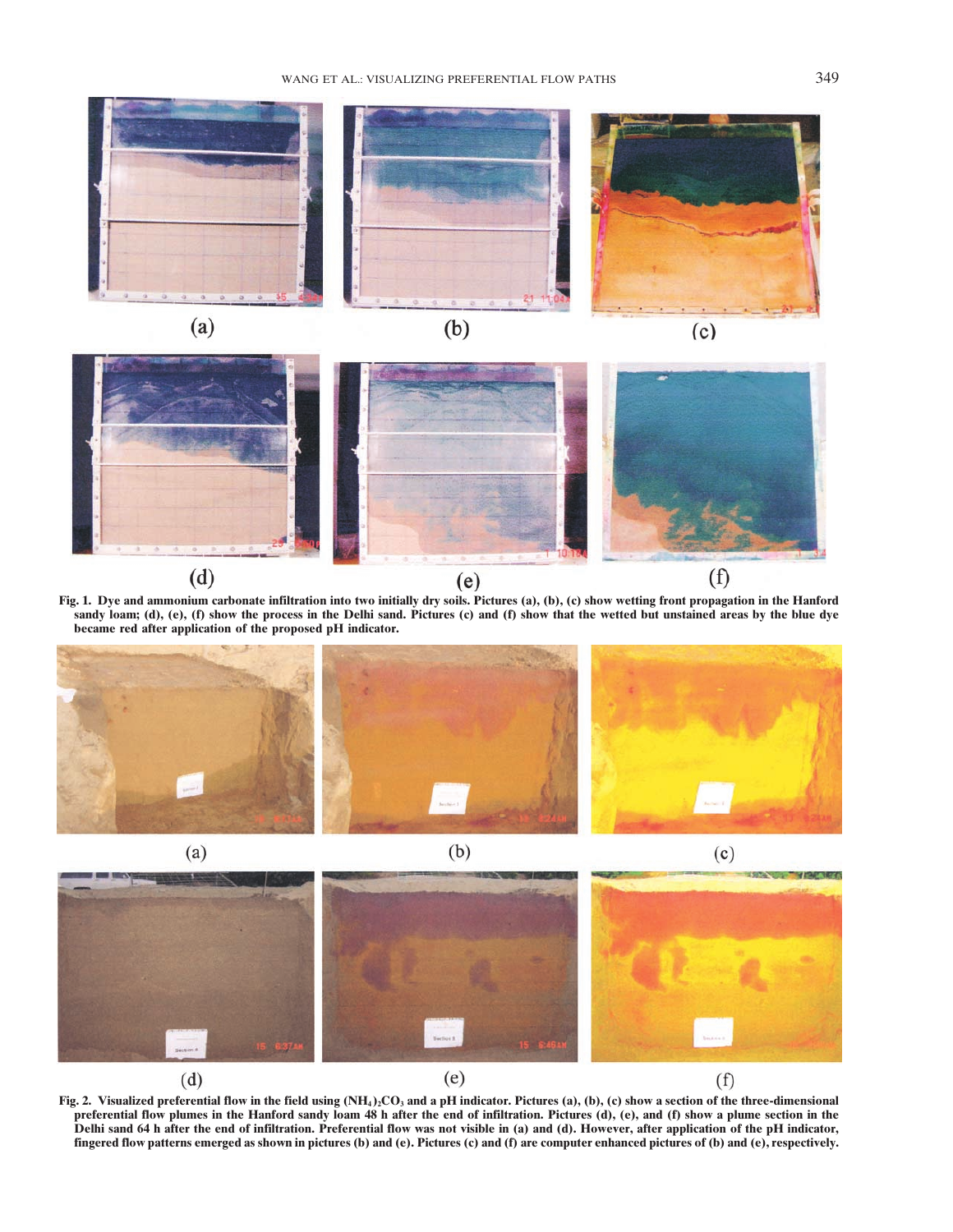**Fig. 1. Dye and ammonium carbonate infiltration into two initially dry soils. Pictures (a), (b), (c) show wetting front propagation in the Hanford sandy loam; (d), (e), (f) show the process in the Delhi sand. Pictures (c) and (f) show that the wetted but unstained areas by the blue dye became red after application of the proposed pH indicator.**

**Fig. 2. Visualized preferential flow in the field using $(NH_4)_2CO_3$ and a pH indicator. Pictures (a), (b), (c) show a section of the three-dimensional preferential flow plumes in the Hanford sandy loam 48 h after the end of infiltration. Pictures (d), (e), and (f) show a plume section in the Delhi sand 64 h after the end of infiltration. Preferential flow was not visible in (a) and (d). However, after application of the pH indicator, fingered flow patterns emerged as shown in pictures (b) and (e). Pictures (c) and (f) are computer enhanced pictures of (b) and (e), respectively.**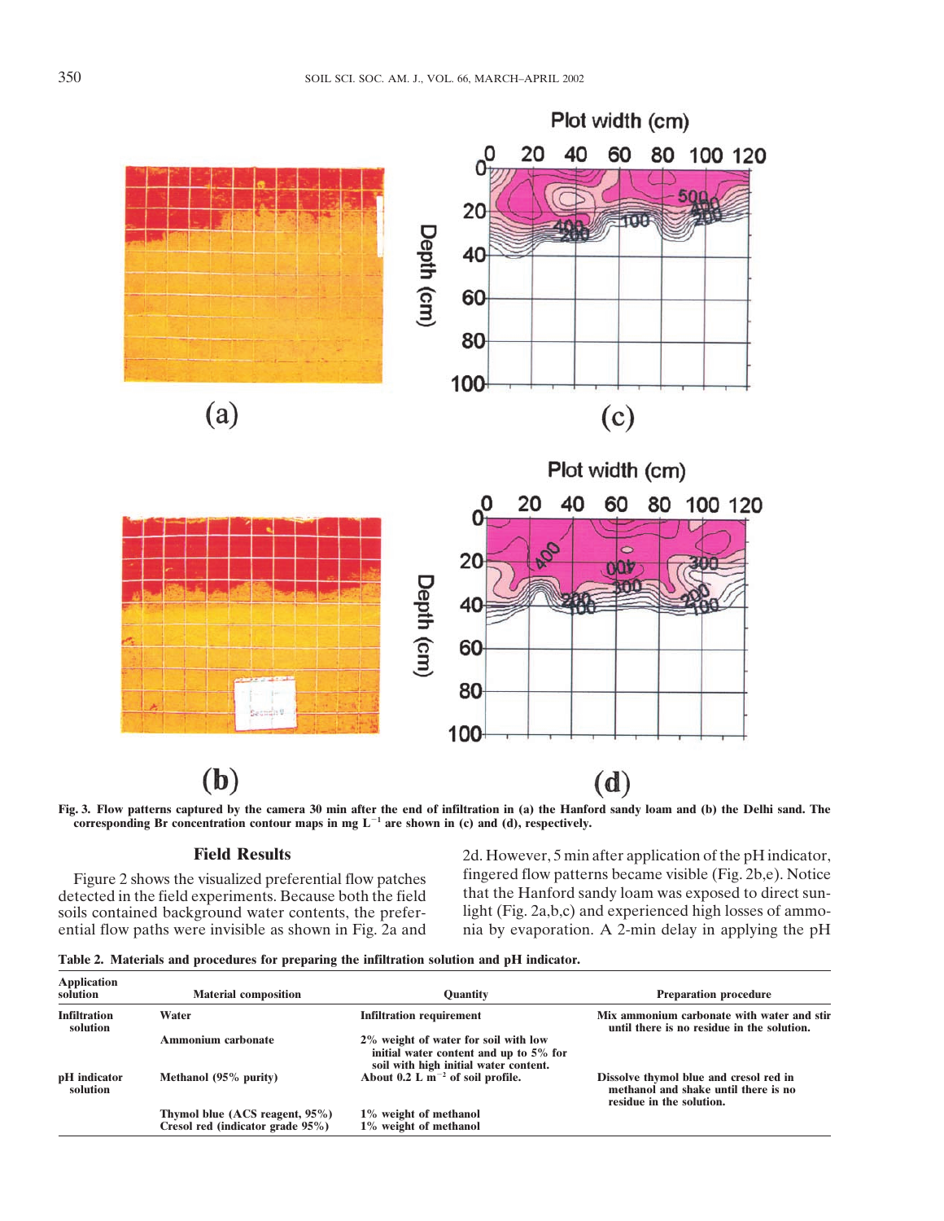Fig. 3. Flow patterns captured by the camera 30 min after the end of infiltration in (a) the Hanford sandy loam and (b) the Delhi sand. The corresponding Br concentration contour maps in mg $L^{-1}$ are shown in (c) and (d), respectively.

## Field Results

Figure 2 shows the visualized preferential flow patches detected in the field experiments. Because both the field soils contained background water contents, the preferential flow paths were invisible as shown in Fig. 2a and 2d. However, 5 min after application of the pH indicator, fingered flow patterns became visible (Fig. 2b,e). Notice that the Hanford sandy loam was exposed to direct sunlight (Fig. 2a,b,c) and experienced high losses of ammonia by evaporation. A 2-min delay in applying the pH

**Table 2. Materials and procedures for preparing the infiltration solution and pH indicator.**

| Application solution | Material composition | Quantity | Preparation procedure |
|---|---|---|---|
| Infiltration solution | Water | Infiltration requirement | Mix ammonium carbonate with water and stir until there is no residue in the solution. |
| | Ammonium carbonate | 2% weight of water for soil with low initial water content and up to 5% for soil with high initial water content. | |
| pH indicator solution | Methanol (95% purity) | About 0.2 L $m^{-2}$ of soil profile. | Dissolve thymol blue and cresol red in methanol and shake until there is no residue in the solution. |
| | Thymol blue (ACS reagent, 95%) | 1% weight of methanol | |
| | Cresol red (indicator grade 95%) | 1% weight of methanol | |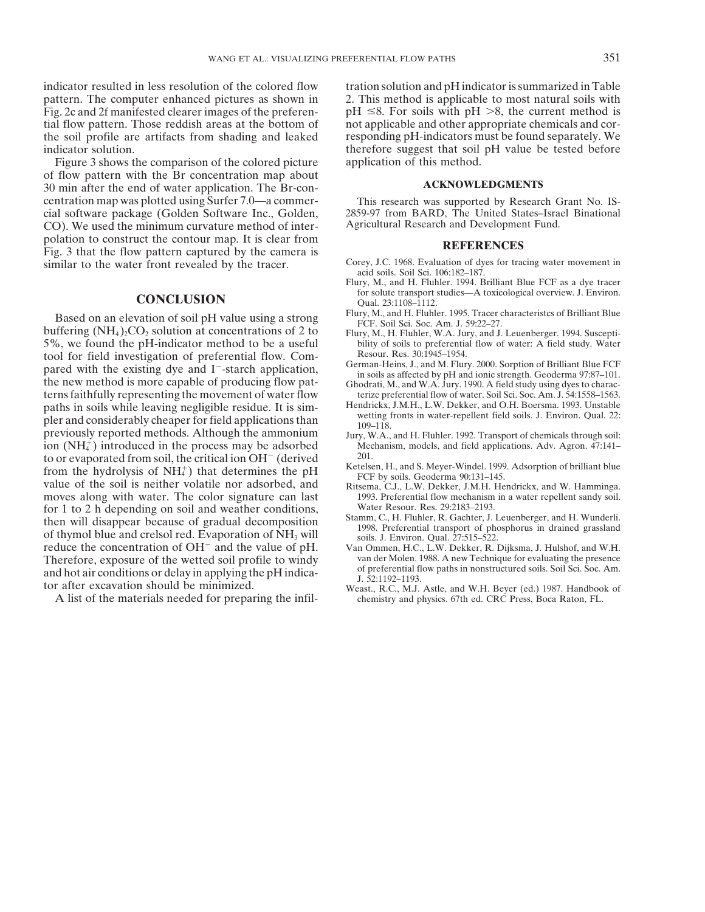indicator resulted in less resolution of the colored flow pattern. The computer enhanced pictures as shown in Fig. 2c and 2f manifested clearer images of the preferential flow pattern. Those reddish areas at the bottom of the soil profile are artifacts from shading and leaked indicator solution.

Figure 3 shows the comparison of the colored picture of flow pattern with the Br concentration map about 30 min after the end of water application. The Br-concentration map was plotted using Surfer 7.0—a commercial software package (Golden Software Inc., Golden, CO). We used the minimum curvature method of interpolation to construct the contour map. It is clear from Fig. 3 that the flow pattern captured by the camera is similar to the water front revealed by the tracer.

## CONCLUSION

Based on an elevation of soil pH value using a strong buffering $(NH_4)_2CO_2$ solution at concentrations of 2 to 5%, we found the pH-indicator method to be a useful tool for field investigation of preferential flow. Compared with the existing dye and $I^-$-starch application, the new method is more capable of producing flow patterns faithfully representing the movement of water flow paths in soils while leaving negligible residue. It is simpler and considerably cheaper for field applications than previously reported methods. Although the ammonium ion ($NH_4^+$) introduced in the process may be adsorbed to or evaporated from soil, the critical ion $OH^-$ (derived from the hydrolysis of $NH_4^+$) that determines the pH value of the soil is neither volatile nor adsorbed, and moves along with water. The color signature can last for 1 to 2 h depending on soil and weather conditions, then will disappear because of gradual decomposition of thymol blue and crelsol red. Evaporation of $NH_3$ will reduce the concentration of $OH^-$ and the value of pH. Therefore, exposure of the wetted soil profile to windy and hot air conditions or delay in applying the pH indicator after excavation should be minimized.

A list of the materials needed for preparing the infiltration solution and pH indicator is summarized in Table 2. This method is applicable to most natural soils with pH ≤8. For soils with pH >8, the current method is not applicable and other appropriate chemicals and corresponding pH-indicators must be found separately. We therefore suggest that soil pH value be tested before application of this method.

## ACKNOWLEDGMENTS

This research was supported by Research Grant No. IS-2859-97 from BARD, The United States–Israel Binational Agricultural Research and Development Fund.

## REFERENCES

Corey, J.C. 1968. Evaluation of dyes for tracing water movement in acid soils. Soil Sci. 106:182–187.

Flury, M., and H. Fluhler. 1994. Brilliant Blue FCF as a dye tracer for solute transport studies—A toxicological overview. J. Environ. Qual. 23:1108–1112.

Flury, M., and H. Fluhler. 1995. Tracer characteristcs of Brilliant Blue FCF. Soil Sci. Soc. Am. J. 59:22–27.

Flury, M., H. Fluhler, W.A. Jury, and J. Leuenberger. 1994. Susceptibility of soils to preferential flow of water: A field study. Water Resour. Res. 30:1945–1954.

German-Heins, J., and M. Flury. 2000. Sorption of Brilliant Blue FCF in soils as affected by pH and ionic strength. Geoderma 97:87–101.

Ghodrati, M., and W.A. Jury. 1990. A field study using dyes to characterize preferential flow of water. Soil Sci. Soc. Am. J. 54:1558–1563.

Hendrickx, J.M.H., L.W. Dekker, and O.H. Boersma. 1993. Unstable wetting fronts in water-repellent field soils. J. Environ. Qual. 22: 109–118.

Jury, W.A., and H. Fluhler. 1992. Transport of chemicals through soil: Mechanism, models, and field applications. Adv. Agron. 47:141–201.

Ketelsen, H., and S. Meyer-Windel. 1999. Adsorption of brilliant blue FCF by soils. Geoderma 90:131–145.

Ritsema, C.J., L.W. Dekker, J.M.H. Hendrickx, and W. Hamminga. 1993. Preferential flow mechanism in a water repellent sandy soil. Water Resour. Res. 29:2183–2193.

Stamm, C., H. Fluhler, R. Gachter, J. Leuenberger, and H. Wunderli. 1998. Preferential transport of phosphorus in drained grassland soils. J. Environ. Qual. 27:515–522.

Van Ommen, H.C., L.W. Dekker, R. Dijksma, J. Hulshof, and W.H. van der Molen. 1988. A new Technique for evaluating the presence of preferential flow paths in nonstructured soils. Soil Sci. Soc. Am. J. 52:1192–1193.

Weast., R.C., M.J. Astle, and W.H. Beyer (ed.) 1987. Handbook of chemistry and physics. 67th ed. CRC Press, Boca Raton, FL.